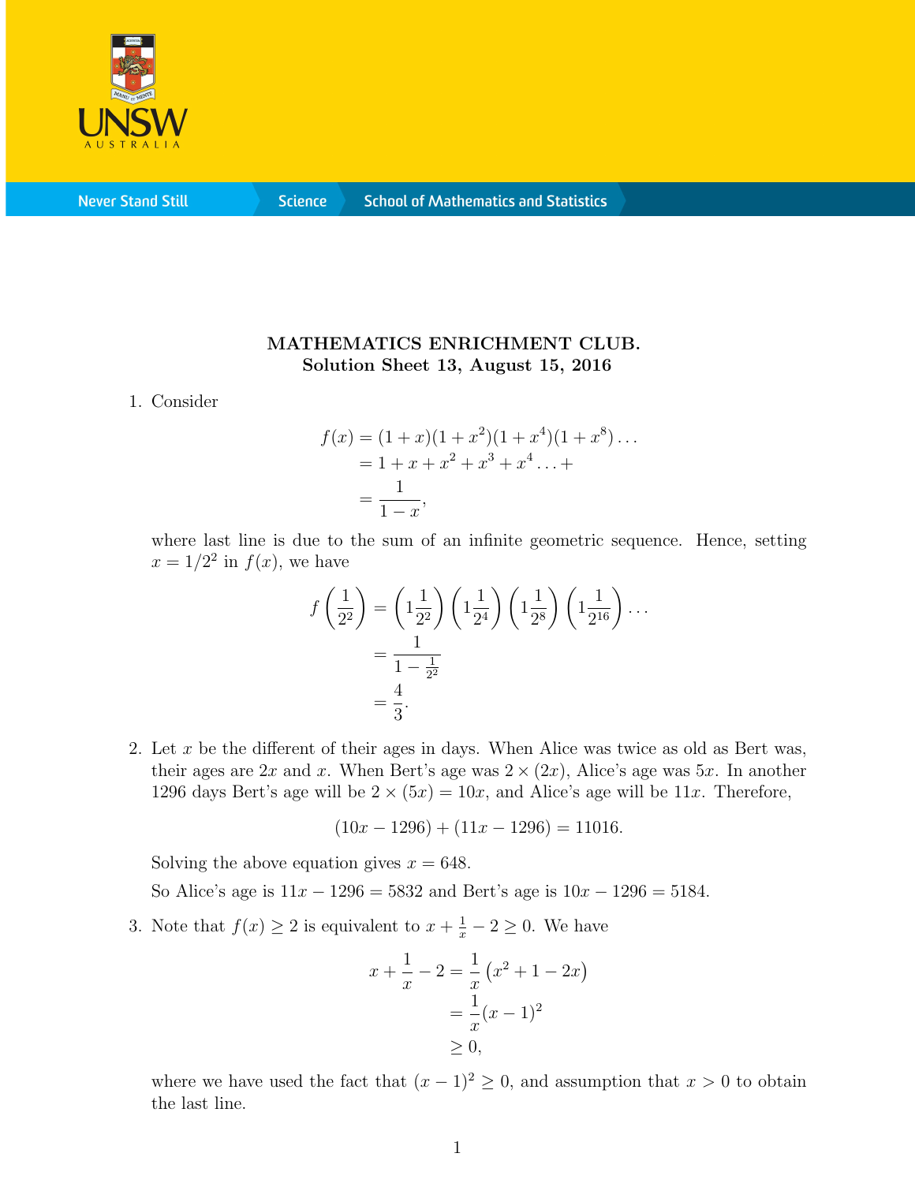**MATHEMATICS ENRICHMENT CLUB.**
**Solution Sheet 13, August 15, 2016**

1. Consider

$$\begin{aligned} f(x) &= (1+x)(1+x^2)(1+x^4)(1+x^8)\dots \\ &= 1 + x + x^2 + x^3 + x^4 \dots + \\ &= \frac{1}{1-x}, \end{aligned}$$

where last line is due to the sum of an infinite geometric sequence. Hence, setting $x = 1/2^2$ in $f(x)$, we have

$$\begin{aligned} f\left(\frac{1}{2^2}\right) &= \left(1\frac{1}{2^2}\right)\left(1\frac{1}{2^4}\right)\left(1\frac{1}{2^8}\right)\left(1\frac{1}{2^{16}}\right)\dots \\ &= \frac{1}{1-\frac{1}{2^2}} \\ &= \frac{4}{3}. \end{aligned}$$

2. Let $x$ be the different of their ages in days. When Alice was twice as old as Bert was, their ages are $2x$ and $x$. When Bert's age was $2 \times (2x)$, Alice's age was $5x$. In another 1296 days Bert's age will be $2 \times (5x) = 10x$, and Alice's age will be $11x$. Therefore,

$$(10x - 1296) + (11x - 1296) = 11016.$$

Solving the above equation gives $x = 648$.

So Alice's age is $11x - 1296 = 5832$ and Bert's age is $10x - 1296 = 5184$.

3. Note that $f(x) \geq 2$ is equivalent to $x + \frac{1}{x} - 2 \geq 0$. We have

$$\begin{aligned} x + \frac{1}{x} - 2 &= \frac{1}{x}\left(x^2 + 1 - 2x\right) \\ &= \frac{1}{x}(x-1)^2 \\ &\geq 0, \end{aligned}$$

where we have used the fact that $(x-1)^2 \geq 0$, and assumption that $x > 0$ to obtain the last line.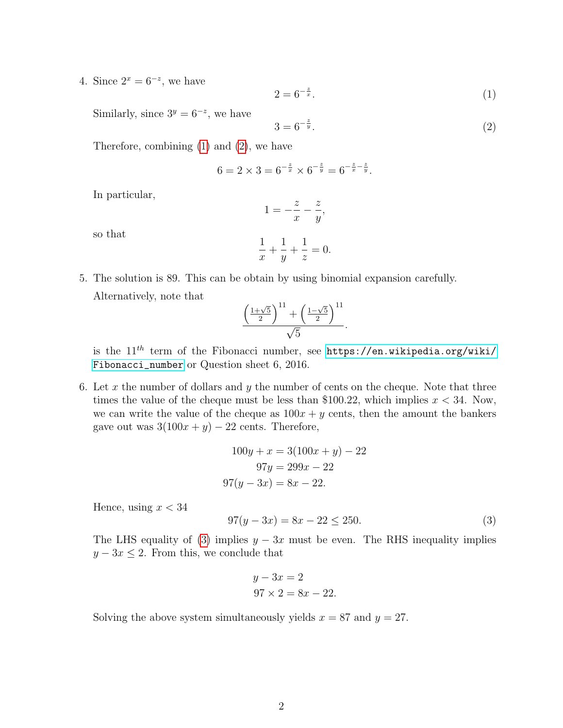4. Since $2^x = 6^{-z}$, we have
$$2 = 6^{-\frac{z}{x}}. \tag{1}$$
Similarly, since $3^y = 6^{-z}$, we have
$$3 = 6^{-\frac{z}{y}}. \tag{2}$$
Therefore, combining (1) and (2), we have
$$6 = 2 \times 3 = 6^{-\frac{z}{x}} \times 6^{-\frac{z}{y}} = 6^{-\frac{z}{x}-\frac{z}{y}}.$$
In particular,
$$1 = -\frac{z}{x} - \frac{z}{y},$$
so that
$$\frac{1}{x} + \frac{1}{y} + \frac{1}{z} = 0.$$

5. The solution is 89. This can be obtain by using binomial expansion carefully. Alternatively, note that
$$\frac{\left(\frac{1+\sqrt{5}}{2}\right)^{11} + \left(\frac{1-\sqrt{5}}{2}\right)^{11}}{\sqrt{5}}.$$
is the $11^{th}$ term of the Fibonacci number, see `https://en.wikipedia.org/wiki/Fibonacci_number` or Question sheet 6, 2016.

6. Let $x$ the number of dollars and $y$ the number of cents on the cheque. Note that three times the value of the cheque must be less than \$100.22, which implies $x < 34$. Now, we can write the value of the cheque as $100x + y$ cents, then the amount the bankers gave out was $3(100x + y) - 22$ cents. Therefore,
$$\begin{aligned} 100y + x &= 3(100x + y) - 22 \\ 97y &= 299x - 22 \\ 97(y - 3x) &= 8x - 22. \end{aligned}$$
Hence, using $x < 34$
$$97(y - 3x) = 8x - 22 \leq 250. \tag{3}$$
The LHS equality of (3) implies $y - 3x$ must be even. The RHS inequality implies $y - 3x \leq 2$. From this, we conclude that
$$\begin{aligned} y - 3x &= 2 \\ 97 \times 2 &= 8x - 22. \end{aligned}$$
Solving the above system simultaneously yields $x = 87$ and $y = 27$.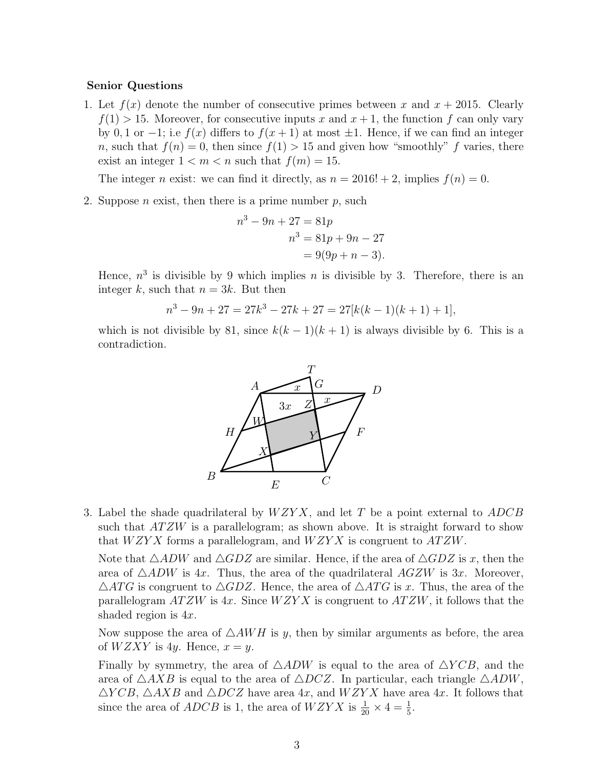**Senior Questions**

1. Let $f(x)$ denote the number of consecutive primes between $x$ and $x + 2015$. Clearly $f(1) > 15$. Moreover, for consecutive inputs $x$ and $x + 1$, the function $f$ can only vary by $0, 1$ or $-1$; i.e $f(x)$ differs to $f(x + 1)$ at most $\pm 1$. Hence, if we can find an integer $n$, such that $f(n) = 0$, then since $f(1) > 15$ and given how "smoothly" $f$ varies, there exist an integer $1 < m < n$ such that $f(m) = 15$.

   The integer $n$ exist: we can find it directly, as $n = 2016! + 2$, implies $f(n) = 0$.

2. Suppose $n$ exist, then there is a prime number $p$, such

$$
\begin{aligned}
n^3 - 9n + 27 &= 81p \\
n^3 &= 81p + 9n - 27 \\
&= 9(9p + n - 3).
\end{aligned}
$$

   Hence, $n^3$ is divisible by 9 which implies $n$ is divisible by 3. Therefore, there is an integer $k$, such that $n = 3k$. But then

$$
n^3 - 9n + 27 = 27k^3 - 27k + 27 = 27[k(k-1)(k+1) + 1],
$$

   which is not divisible by 81, since $k(k-1)(k+1)$ is always divisible by 6. This is a contradiction.

3. Label the shade quadrilateral by $WZYX$, and let $T$ be a point external to $ADCB$ such that $ATZW$ is a parallelogram; as shown above. It is straight forward to show that $WZYX$ forms a parallelogram, and $WZYX$ is congruent to $ATZW$.

   Note that $\triangle ADW$ and $\triangle GDZ$ are similar. Hence, if the area of $\triangle GDZ$ is $x$, then the area of $\triangle ADW$ is $4x$. Thus, the area of the quadrilateral $AGZW$ is $3x$. Moreover, $\triangle ATG$ is congruent to $\triangle GDZ$. Hence, the area of $\triangle ATG$ is $x$. Thus, the area of the parallelogram $ATZW$ is $4x$. Since $WZYX$ is congruent to $ATZW$, it follows that the shaded region is $4x$.

   Now suppose the area of $\triangle AWH$ is $y$, then by similar arguments as before, the area of $WZXY$ is $4y$. Hence, $x = y$.

   Finally by symmetry, the area of $\triangle ADW$ is equal to the area of $\triangle YCB$, and the area of $\triangle AXB$ is equal to the area of $\triangle DCZ$. In particular, each triangle $\triangle ADW$, $\triangle YCB$, $\triangle AXB$ and $\triangle DCZ$ have area $4x$, and $WZYX$ have area $4x$. It follows that since the area of $ADCB$ is 1, the area of $WZYX$ is $\frac{1}{20} \times 4 = \frac{1}{5}$.